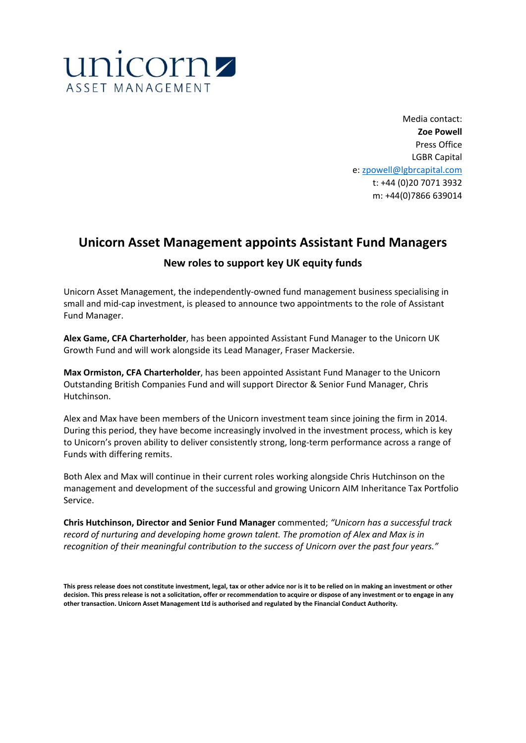unicorn
ASSET MANAGEMENT

Media contact:
**Zoe Powell**
Press Office
LGBR Capital
e: zpowell@lgbrcapital.com
t: +44 (0)20 7071 3932
m: +44(0)7866 639014

# Unicorn Asset Management appoints Assistant Fund Managers

## New roles to support key UK equity funds

Unicorn Asset Management, the independently-owned fund management business specialising in small and mid-cap investment, is pleased to announce two appointments to the role of Assistant Fund Manager.

**Alex Game, CFA Charterholder**, has been appointed Assistant Fund Manager to the Unicorn UK Growth Fund and will work alongside its Lead Manager, Fraser Mackersie.

**Max Ormiston, CFA Charterholder**, has been appointed Assistant Fund Manager to the Unicorn Outstanding British Companies Fund and will support Director & Senior Fund Manager, Chris Hutchinson.

Alex and Max have been members of the Unicorn investment team since joining the firm in 2014. During this period, they have become increasingly involved in the investment process, which is key to Unicorn's proven ability to deliver consistently strong, long-term performance across a range of Funds with differing remits.

Both Alex and Max will continue in their current roles working alongside Chris Hutchinson on the management and development of the successful and growing Unicorn AIM Inheritance Tax Portfolio Service.

**Chris Hutchinson, Director and Senior Fund Manager** commented; *"Unicorn has a successful track record of nurturing and developing home grown talent. The promotion of Alex and Max is in recognition of their meaningful contribution to the success of Unicorn over the past four years."*

**This press release does not constitute investment, legal, tax or other advice nor is it to be relied on in making an investment or other decision. This press release is not a solicitation, offer or recommendation to acquire or dispose of any investment or to engage in any other transaction. Unicorn Asset Management Ltd is authorised and regulated by the Financial Conduct Authority.**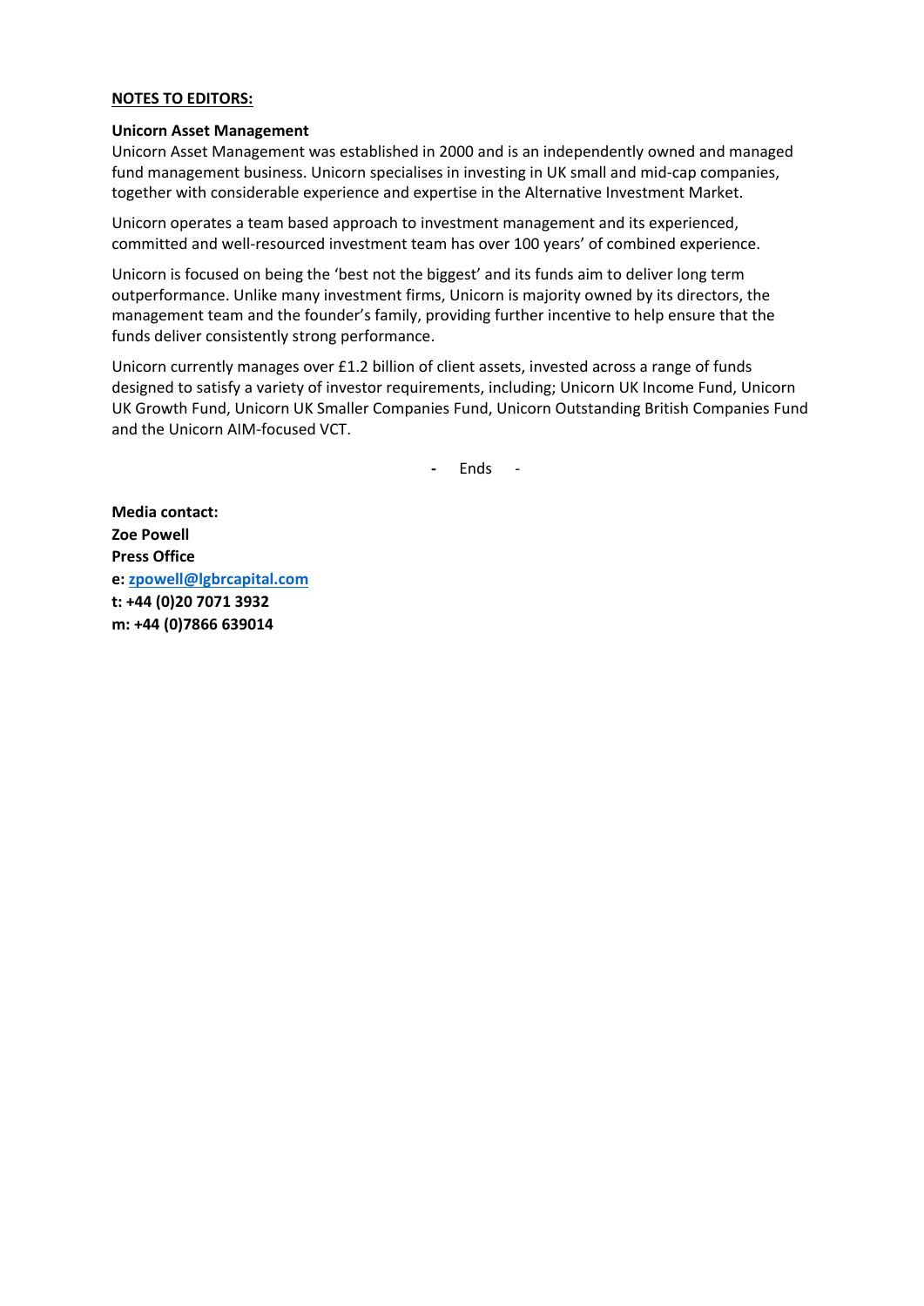**NOTES TO EDITORS:**

**Unicorn Asset Management**

Unicorn Asset Management was established in 2000 and is an independently owned and managed fund management business. Unicorn specialises in investing in UK small and mid-cap companies, together with considerable experience and expertise in the Alternative Investment Market.

Unicorn operates a team based approach to investment management and its experienced, committed and well-resourced investment team has over 100 years' of combined experience.

Unicorn is focused on being the 'best not the biggest' and its funds aim to deliver long term outperformance. Unlike many investment firms, Unicorn is majority owned by its directors, the management team and the founder's family, providing further incentive to help ensure that the funds deliver consistently strong performance.

Unicorn currently manages over £1.2 billion of client assets, invested across a range of funds designed to satisfy a variety of investor requirements, including; Unicorn UK Income Fund, Unicorn UK Growth Fund, Unicorn UK Smaller Companies Fund, Unicorn Outstanding British Companies Fund and the Unicorn AIM-focused VCT.

\- Ends -

**Media contact:**
**Zoe Powell**
**Press Office**
**e: zpowell@lgbrcapital.com**
**t: +44 (0)20 7071 3932**
**m: +44 (0)7866 639014**